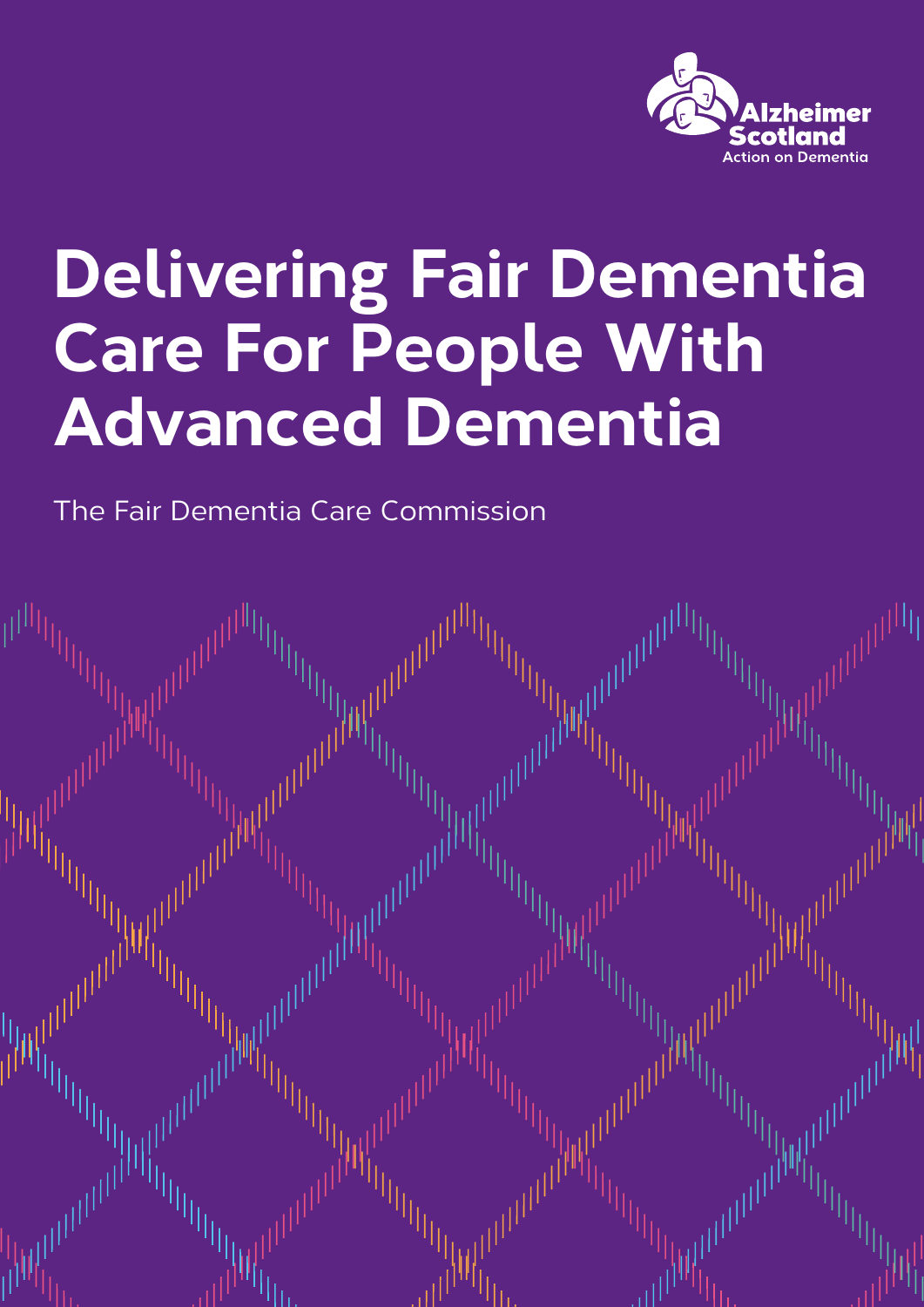Alzheimer Scotland

Action on Dementia

# Delivering Fair Dementia Care For People With Advanced Dementia

The Fair Dementia Care Commission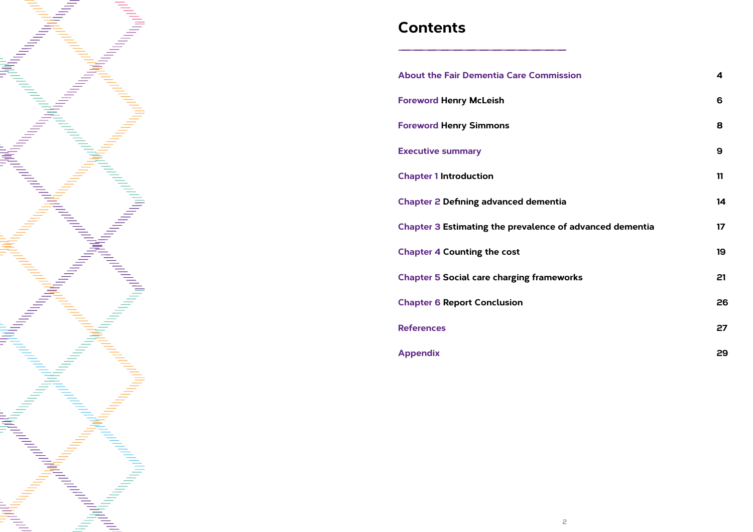# Contents

| | |
|---|---|
| **About the Fair Dementia Care Commission** | 4 |
| **Foreword** Henry McLeish | 6 |
| **Foreword** Henry Simmons | 8 |
| **Executive summary** | 9 |
| **Chapter 1** Introduction | 11 |
| **Chapter 2** Defining advanced dementia | 14 |
| **Chapter 3** Estimating the prevalence of advanced dementia | 17 |
| **Chapter 4** Counting the cost | 19 |
| **Chapter 5** Social care charging frameworks | 21 |
| **Chapter 6** Report Conclusion | 26 |
| **References** | 27 |
| **Appendix** | 29 |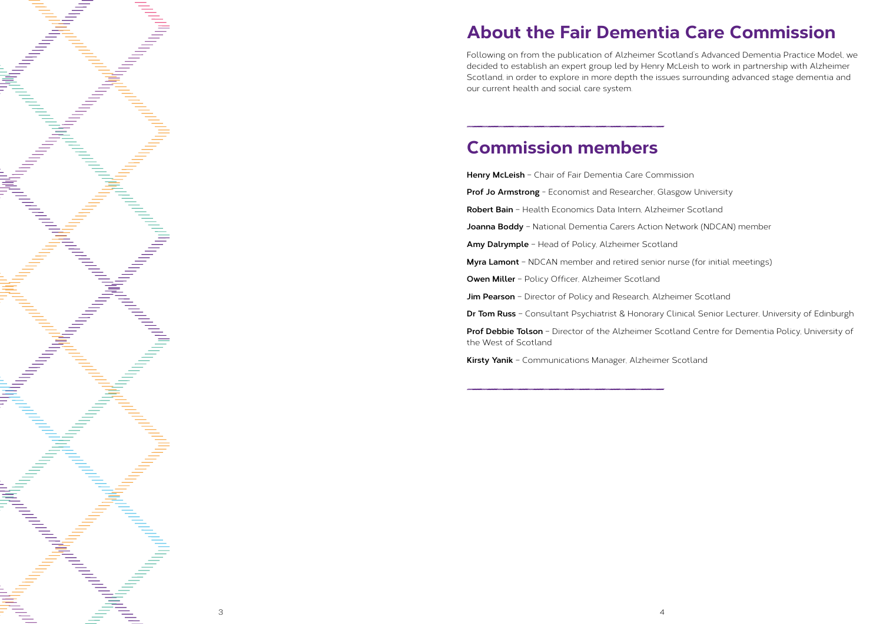# About the Fair Dementia Care Commission

Following on from the publication of Alzheimer Scotland's Advanced Dementia Practice Model, we decided to establish an expert group led by Henry McLeish to work in partnership with Alzheimer Scotland, in order to explore in more depth the issues surrounding advanced stage dementia and our current health and social care system.

# Commission members

**Henry McLeish** – Chair of Fair Dementia Care Commission

**Prof Jo Armstrong** - Economist and Researcher, Glasgow University

**Robert Bain** – Health Economics Data Intern, Alzheimer Scotland

**Joanna Boddy** – National Dementia Carers Action Network (NDCAN) member

**Amy Dalrymple** – Head of Policy, Alzheimer Scotland

**Myra Lamont** – NDCAN member and retired senior nurse (for initial meetings)

**Owen Miller** – Policy Officer, Alzheimer Scotland

**Jim Pearson** – Director of Policy and Research, Alzheimer Scotland

**Dr Tom Russ** – Consultant Psychiatrist & Honorary Clinical Senior Lecturer, University of Edinburgh

**Prof Debbie Tolson** – Director of the Alzheimer Scotland Centre for Dementia Policy, University of the West of Scotland

**Kirsty Yanik** – Communications Manager, Alzheimer Scotland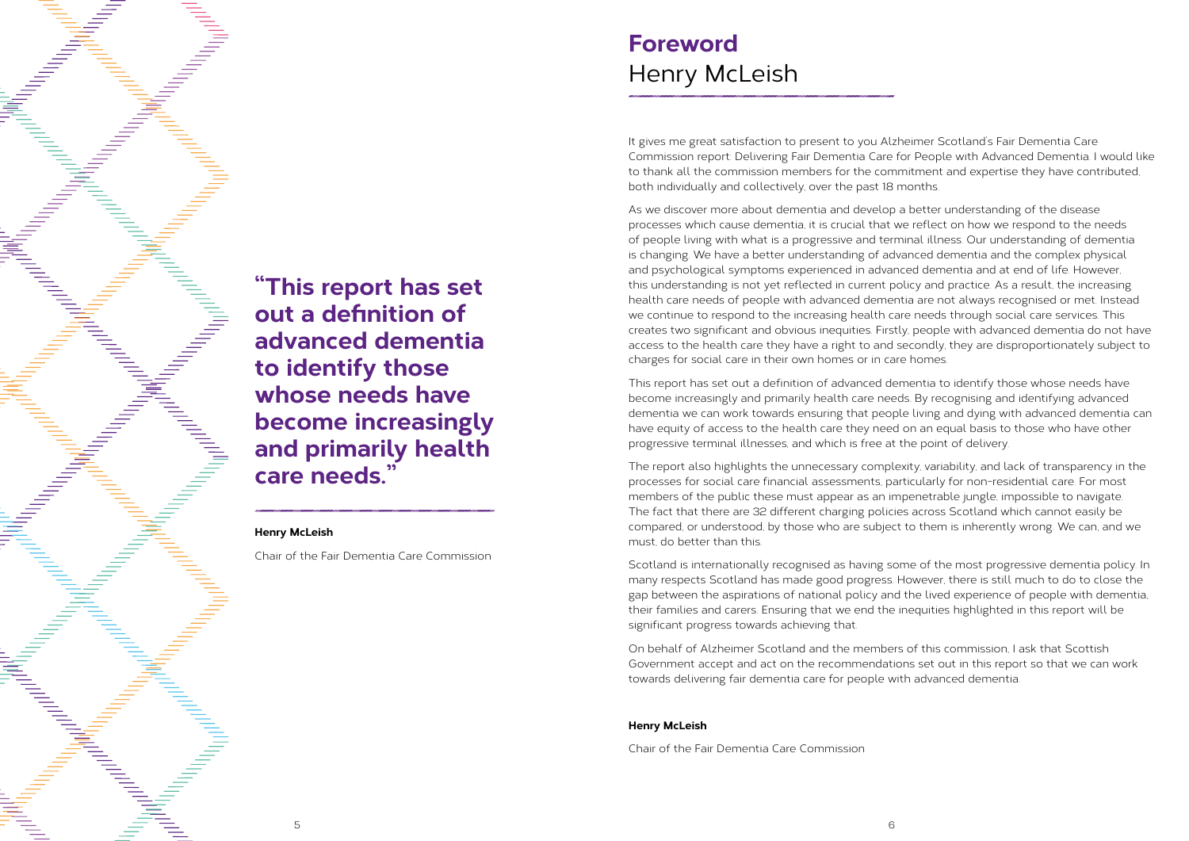> **"This report has set out a definition of advanced dementia to identify those whose needs have become increasingly and primarily health care needs."**
>
> **Henry McLeish**
>
> Chair of the Fair Dementia Care Commission

# Foreword
## Henry McLeish

It gives me great satisfaction to present to you Alzheimer Scotland's Fair Dementia Care Commission report: Delivering Fair Dementia Care for People with Advanced Dementia. I would like to thank all the commission members for the commitment and expertise they have contributed, both individually and collectively, over the past 18 months.

As we discover more about dementia and develop a better understanding of the disease processes which cause dementia, it is crucial that we reflect on how we respond to the needs of people living with what is a progressive and terminal illness. Our understanding of dementia is changing. We have a better understanding of advanced dementia and the complex physical and psychological symptoms experienced in advanced dementia and at end of life. However, this understanding is not yet reflected in current policy and practice. As a result, the increasing health care needs of people with advanced dementia are not always recognised or met. Instead we continue to respond to the increasing health care needs through social care services. This creates two significant and obvious inequities. Firstly, people with advanced dementia do not have access to the health care they have a right to and secondly, they are disproportionately subject to charges for social care in their own homes or in care homes.

This report has set out a definition of advanced dementia to identify those whose needs have become increasingly and primarily health care needs. By recognising and identifying advanced dementia we can work towards ensuring that people living and dying with advanced dementia can have equity of access to the health care they need on an equal basis to those who have other progressive terminal illnesses, and which is free at the point of delivery.

The report also highlights the unnecessary complexity, variability, and lack of transparency in the processes for social care financial assessments, particularly for non-residential care. For most members of the public these must appear as an impenetrable jungle, impossible to navigate. The fact that there are 32 different charging policies across Scotland which cannot easily be compared, or understood, by those who are subject to them is inherently wrong. We can, and we must, do better than this.

Scotland is internationally recognised as having some of the most progressive dementia policy. In many respects Scotland has made good progress. However, there is still much to do to close the gap between the aspirations of national policy and the lived experience of people with dementia, their families and carers. Ensuring that we end the inequities highlighted in this report will be significant progress towards achieving that.

On behalf of Alzheimer Scotland and the members of this commission, I ask that Scottish Government accept and act on the recommendations set out in this report so that we can work towards delivering fair dementia care for people with advanced dementia.

**Henry McLeish**

Chair of the Fair Dementia Care Commission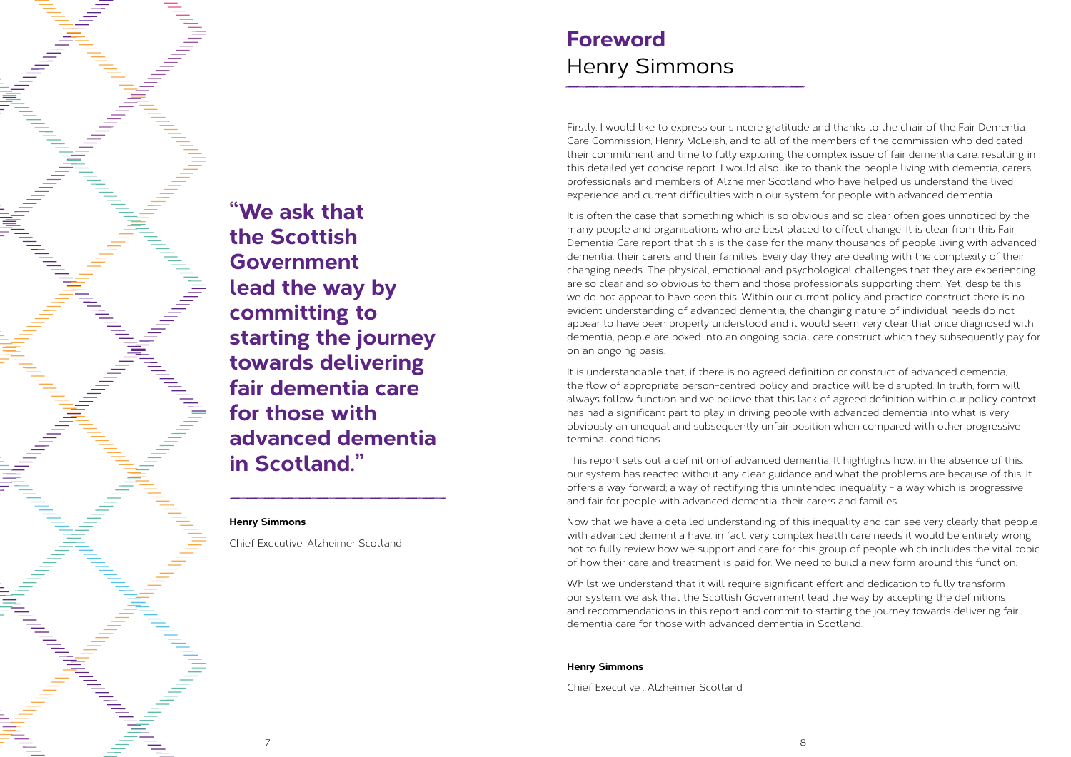> **"We ask that the Scottish Government lead the way by committing to starting the journey towards delivering fair dementia care for those with advanced dementia in Scotland."**

**Henry Simmons**

Chief Executive, Alzheimer Scotland

# **Foreword**
## Henry Simmons

Firstly, I would like to express our sincere gratitude and thanks to the chair of the Fair Dementia Care Commission, Henry McLeish, and to all of the members of the commission who dedicated their commitment and time to fully exploring the complex issue of fair dementia care, resulting in this detailed yet concise report. I would also like to thank the people living with dementia, carers, professionals and members of Alzheimer Scotland who have helped us understand the lived experience and current difficulties within our system for people with advanced dementia.

It is often the case that something which is so obvious and so clear often goes unnoticed by the many people and organisations who are best placed to effect change. It is clear from this Fair Dementia Care report that this is the case for the many thousands of people living with advanced dementia, their carers and their families. Every day they are dealing with the complexity of their changing needs. The physical, emotional and psychological challenges that they are experiencing are so clear and so obvious to them and those professionals supporting them. Yet, despite this, we do not appear to have seen this. Within our current policy and practice construct there is no evident understanding of advanced dementia, the changing nature of individual needs do not appear to have been properly understood and it would seem very clear that once diagnosed with dementia, people are boxed into an ongoing social care construct which they subsequently pay for on an ongoing basis.

It is understandable that, if there is no agreed definition or construct of advanced dementia, the flow of appropriate person-centred policy and practice will be disrupted. In truth, form will always follow function and we believe that this lack of agreed definition within our policy context has had a significant part to play in driving people with advanced dementia into what is very obviously an unequal and subsequently unfair position when compared with other progressive terminal conditions.

This report sets out a definition of advanced dementia. It highlights how, in the absence of this, our system has reacted without any clear guidance and what the problems are because of this. It offers a way forward; a way of rectifying this unintended inequality - a way which is progressive and fair for people with advanced dementia, their carers and families.

Now that we have a detailed understanding of this inequality and can see very clearly that people with advanced dementia have, in fact, very complex health care needs it would be entirely wrong not to fully review how we support and care for this group of people which includes the vital topic of how their care and treatment is paid for. We need to build a new form around this function.

Whilst we understand that it will require significant effort and dedication to fully transform our system, we ask that the Scottish Government lead the way by accepting the definitions and recommendations in this report and commit to starting the journey towards delivering fair dementia care for those with advanced dementia in Scotland.

**Henry Simmons**

Chief Executive , Alzheimer Scotland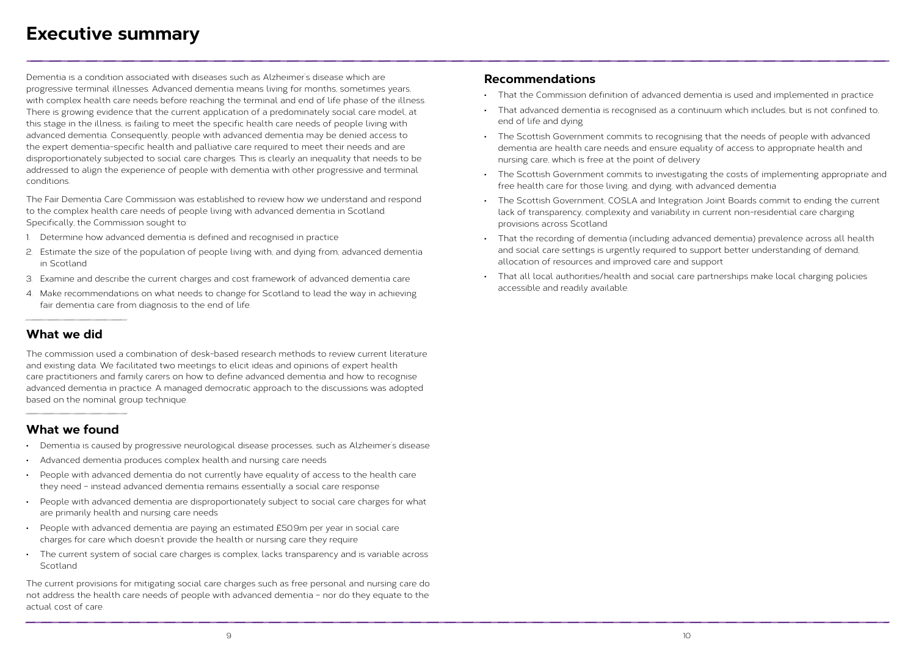# Executive summary

Dementia is a condition associated with diseases such as Alzheimer's disease which are progressive terminal illnesses. Advanced dementia means living for months, sometimes years, with complex health care needs before reaching the terminal and end of life phase of the illness. There is growing evidence that the current application of a predominately social care model, at this stage in the illness, is failing to meet the specific health care needs of people living with advanced dementia. Consequently, people with advanced dementia may be denied access to the expert dementia-specific health and palliative care required to meet their needs and are disproportionately subjected to social care charges. This is clearly an inequality that needs to be addressed to align the experience of people with dementia with other progressive and terminal conditions.

The Fair Dementia Care Commission was established to review how we understand and respond to the complex health care needs of people living with advanced dementia in Scotland. Specifically, the Commission sought to:

1. Determine how advanced dementia is defined and recognised in practice
2. Estimate the size of the population of people living with, and dying from, advanced dementia in Scotland
3. Examine and describe the current charges and cost framework of advanced dementia care
4. Make recommendations on what needs to change for Scotland to lead the way in achieving fair dementia care from diagnosis to the end of life.

## What we did

The commission used a combination of desk-based research methods to review current literature and existing data. We facilitated two meetings to elicit ideas and opinions of expert health care practitioners and family carers on how to define advanced dementia and how to recognise advanced dementia in practice. A managed democratic approach to the discussions was adopted based on the nominal group technique.

## What we found

- Dementia is caused by progressive neurological disease processes, such as Alzheimer's disease
- Advanced dementia produces complex health and nursing care needs
- People with advanced dementia do not currently have equality of access to the health care they need – instead advanced dementia remains essentially a social care response
- People with advanced dementia are disproportionately subject to social care charges for what are primarily health and nursing care needs
- People with advanced dementia are paying an estimated £50.9m per year in social care charges for care which doesn't provide the health or nursing care they require
- The current system of social care charges is complex, lacks transparency and is variable across Scotland

The current provisions for mitigating social care charges such as free personal and nursing care do not address the health care needs of people with advanced dementia – nor do they equate to the actual cost of care.

## Recommendations

- That the Commission definition of advanced dementia is used and implemented in practice
- That advanced dementia is recognised as a continuum which includes, but is not confined to, end of life and dying
- The Scottish Government commits to recognising that the needs of people with advanced dementia are health care needs and ensure equality of access to appropriate health and nursing care, which is free at the point of delivery
- The Scottish Government commits to investigating the costs of implementing appropriate and free health care for those living, and dying, with advanced dementia
- The Scottish Government, COSLA and Integration Joint Boards commit to ending the current lack of transparency, complexity and variability in current non-residential care charging provisions across Scotland
- That the recording of dementia (including advanced dementia) prevalence across all health and social care settings is urgently required to support better understanding of demand, allocation of resources and improved care and support
- That all local authorities/health and social care partnerships make local charging policies accessible and readily available.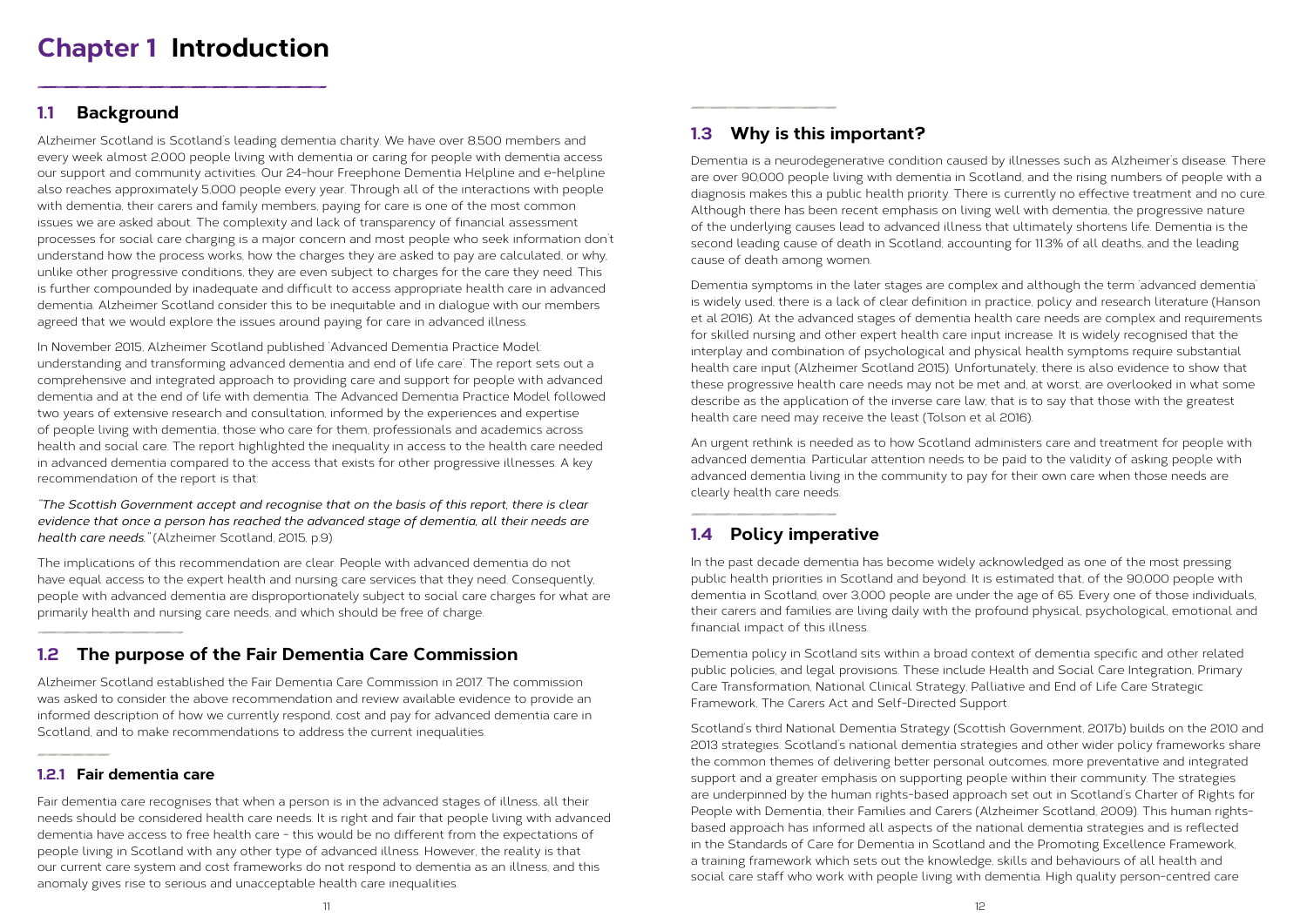# Chapter 1 Introduction

## 1.1 Background

Alzheimer Scotland is Scotland's leading dementia charity. We have over 8,500 members and every week almost 2,000 people living with dementia or caring for people with dementia access our support and community activities. Our 24-hour Freephone Dementia Helpline and e-helpline also reaches approximately 5,000 people every year. Through all of the interactions with people with dementia, their carers and family members, paying for care is one of the most common issues we are asked about. The complexity and lack of transparency of financial assessment processes for social care charging is a major concern and most people who seek information don't understand how the process works, how the charges they are asked to pay are calculated, or why, unlike other progressive conditions, they are even subject to charges for the care they need. This is further compounded by inadequate and difficult to access appropriate health care in advanced dementia. Alzheimer Scotland consider this to be inequitable and in dialogue with our members agreed that we would explore the issues around paying for care in advanced illness.

In November 2015, Alzheimer Scotland published 'Advanced Dementia Practice Model: understanding and transforming advanced dementia and end of life care'. The report sets out a comprehensive and integrated approach to providing care and support for people with advanced dementia and at the end of life with dementia. The Advanced Dementia Practice Model followed two years of extensive research and consultation, informed by the experiences and expertise of people living with dementia, those who care for them, professionals and academics across health and social care. The report highlighted the inequality in access to the health care needed in advanced dementia compared to the access that exists for other progressive illnesses. A key recommendation of the report is that:

*"The Scottish Government accept and recognise that on the basis of this report, there is clear evidence that once a person has reached the advanced stage of dementia, all their needs are health care needs."* (Alzheimer Scotland, 2015, p.9)

The implications of this recommendation are clear. People with advanced dementia do not have equal access to the expert health and nursing care services that they need. Consequently, people with advanced dementia are disproportionately subject to social care charges for what are primarily health and nursing care needs, and which should be free of charge.

## 1.2 The purpose of the Fair Dementia Care Commission

Alzheimer Scotland established the Fair Dementia Care Commission in 2017. The commission was asked to consider the above recommendation and review available evidence to provide an informed description of how we currently respond, cost and pay for advanced dementia care in Scotland, and to make recommendations to address the current inequalities.

### 1.2.1 Fair dementia care

Fair dementia care recognises that when a person is in the advanced stages of illness, all their needs should be considered health care needs. It is right and fair that people living with advanced dementia have access to free health care - this would be no different from the expectations of people living in Scotland with any other type of advanced illness. However, the reality is that our current care system and cost frameworks do not respond to dementia as an illness, and this anomaly gives rise to serious and unacceptable health care inequalities.

## 1.3 Why is this important?

Dementia is a neurodegenerative condition caused by illnesses such as Alzheimer's disease. There are over 90,000 people living with dementia in Scotland, and the rising numbers of people with a diagnosis makes this a public health priority. There is currently no effective treatment and no cure. Although there has been recent emphasis on living well with dementia, the progressive nature of the underlying causes lead to advanced illness that ultimately shortens life. Dementia is the second leading cause of death in Scotland; accounting for 11.3% of all deaths, and the leading cause of death among women.

Dementia symptoms in the later stages are complex and although the term 'advanced dementia' is widely used, there is a lack of clear definition in practice, policy and research literature (Hanson et al 2016). At the advanced stages of dementia health care needs are complex and requirements for skilled nursing and other expert health care input increase. It is widely recognised that the interplay and combination of psychological and physical health symptoms require substantial health care input (Alzheimer Scotland 2015). Unfortunately, there is also evidence to show that these progressive health care needs may not be met and, at worst, are overlooked in what some describe as the application of the inverse care law; that is to say that those with the greatest health care need may receive the least (Tolson et al 2016).

An urgent rethink is needed as to how Scotland administers care and treatment for people with advanced dementia. Particular attention needs to be paid to the validity of asking people with advanced dementia living in the community to pay for their own care when those needs are clearly health care needs.

## 1.4 Policy imperative

In the past decade dementia has become widely acknowledged as one of the most pressing public health priorities in Scotland and beyond. It is estimated that, of the 90,000 people with dementia in Scotland, over 3,000 people are under the age of 65. Every one of those individuals, their carers and families are living daily with the profound physical, psychological, emotional and financial impact of this illness.

Dementia policy in Scotland sits within a broad context of dementia specific and other related public policies, and legal provisions. These include Health and Social Care Integration, Primary Care Transformation, National Clinical Strategy, Palliative and End of Life Care Strategic Framework, The Carers Act and Self-Directed Support.

Scotland's third National Dementia Strategy (Scottish Government, 2017b) builds on the 2010 and 2013 strategies. Scotland's national dementia strategies and other wider policy frameworks share the common themes of delivering better personal outcomes, more preventative and integrated support and a greater emphasis on supporting people within their community. The strategies are underpinned by the human rights-based approach set out in Scotland's Charter of Rights for People with Dementia, their Families and Carers (Alzheimer Scotland, 2009). This human rights-based approach has informed all aspects of the national dementia strategies and is reflected in the Standards of Care for Dementia in Scotland and the Promoting Excellence Framework, a training framework which sets out the knowledge, skills and behaviours of all health and social care staff who work with people living with dementia. High quality person-centred care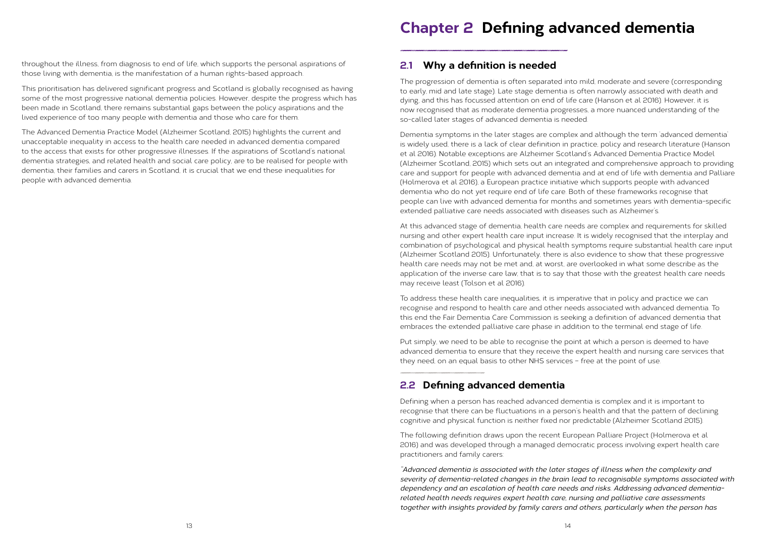throughout the illness, from diagnosis to end of life, which supports the personal aspirations of those living with dementia, is the manifestation of a human rights-based approach.

This prioritisation has delivered significant progress and Scotland is globally recognised as having some of the most progressive national dementia policies. However, despite the progress which has been made in Scotland, there remains substantial gaps between the policy aspirations and the lived experience of too many people with dementia and those who care for them.

The Advanced Dementia Practice Model (Alzheimer Scotland, 2015) highlights the current and unacceptable inequality in access to the health care needed in advanced dementia compared to the access that exists for other progressive illnesses. If the aspirations of Scotland's national dementia strategies, and related health and social care policy, are to be realised for people with dementia, their families and carers in Scotland, it is crucial that we end these inequalities for people with advanced dementia.

# Chapter 2 Defining advanced dementia

## 2.1 Why a definition is needed

The progression of dementia is often separated into mild, moderate and severe (corresponding to early, mid and late stage). Late stage dementia is often narrowly associated with death and dying, and this has focussed attention on end of life care (Hanson et al 2016). However, it is now recognised that as moderate dementia progresses, a more nuanced understanding of the so-called later stages of advanced dementia is needed.

Dementia symptoms in the later stages are complex and although the term 'advanced dementia' is widely used, there is a lack of clear definition in practice, policy and research literature (Hanson et al 2016). Notable exceptions are Alzheimer Scotland's Advanced Dementia Practice Model (Alzheimer Scotland, 2015) which sets out an integrated and comprehensive approach to providing care and support for people with advanced dementia and at end of life with dementia and Palliare (Holmerova et al 2016), a European practice initiative which supports people with advanced dementia who do not yet require end of life care. Both of these frameworks recognise that people can live with advanced dementia for months and sometimes years with dementia-specific extended palliative care needs associated with diseases such as Alzheimer's.

At this advanced stage of dementia, health care needs are complex and requirements for skilled nursing and other expert health care input increase. It is widely recognised that the interplay and combination of psychological and physical health symptoms require substantial health care input (Alzheimer Scotland 2015). Unfortunately, there is also evidence to show that these progressive health care needs may not be met and, at worst, are overlooked in what some describe as the application of the inverse care law; that is to say that those with the greatest health care needs may receive least (Tolson et al 2016).

To address these health care inequalities, it is imperative that in policy and practice we can recognise and respond to health care and other needs associated with advanced dementia. To this end the Fair Dementia Care Commission is seeking a definition of advanced dementia that embraces the extended palliative care phase in addition to the terminal end stage of life.

Put simply, we need to be able to recognise the point at which a person is deemed to have advanced dementia to ensure that they receive the expert health and nursing care services that they need, on an equal basis to other NHS services – free at the point of use.

## 2.2 Defining advanced dementia

Defining when a person has reached advanced dementia is complex and it is important to recognise that there can be fluctuations in a person's health and that the pattern of declining cognitive and physical function is neither fixed nor predictable (Alzheimer Scotland 2015).

The following definition draws upon the recent European Palliare Project (Holmerova et al 2016) and was developed through a managed democratic process involving expert health care practitioners and family carers:

*"Advanced dementia is associated with the later stages of illness when the complexity and severity of dementia-related changes in the brain lead to recognisable symptoms associated with dependency and an escalation of health care needs and risks. Addressing advanced dementia-related health needs requires expert health care, nursing and palliative care assessments together with insights provided by family carers and others, particularly when the person has*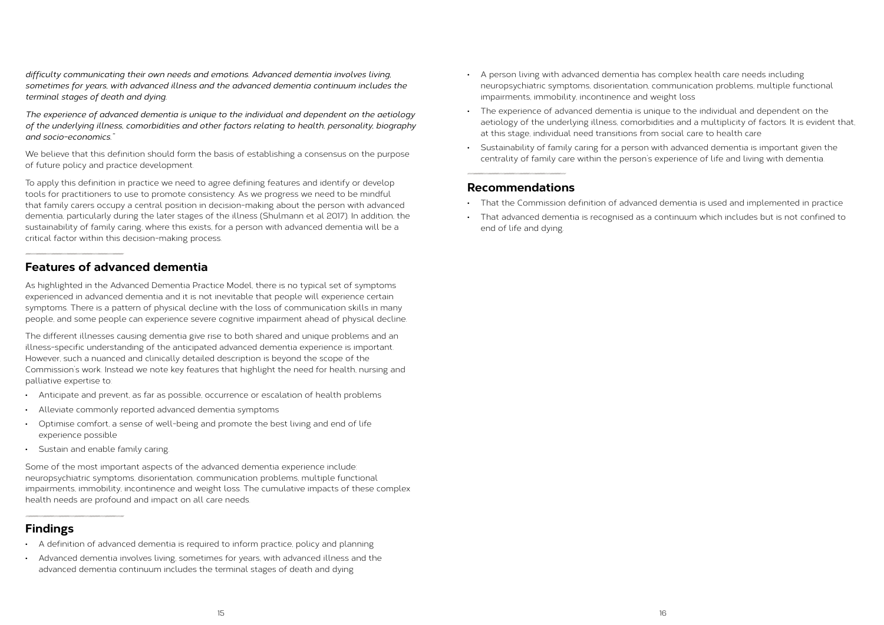*difficulty communicating their own needs and emotions. Advanced dementia involves living, sometimes for years, with advanced illness and the advanced dementia continuum includes the terminal stages of death and dying.*

*The experience of advanced dementia is unique to the individual and dependent on the aetiology of the underlying illness, comorbidities and other factors relating to health, personality, biography and socio-economics."*

We believe that this definition should form the basis of establishing a consensus on the purpose of future policy and practice development.

To apply this definition in practice we need to agree defining features and identify or develop tools for practitioners to use to promote consistency. As we progress we need to be mindful that family carers occupy a central position in decision-making about the person with advanced dementia, particularly during the later stages of the illness (Shulmann et al 2017). In addition, the sustainability of family caring, where this exists, for a person with advanced dementia will be a critical factor within this decision-making process.

## Features of advanced dementia

As highlighted in the Advanced Dementia Practice Model, there is no typical set of symptoms experienced in advanced dementia and it is not inevitable that people will experience certain symptoms. There is a pattern of physical decline with the loss of communication skills in many people, and some people can experience severe cognitive impairment ahead of physical decline.

The different illnesses causing dementia give rise to both shared and unique problems and an illness-specific understanding of the anticipated advanced dementia experience is important. However, such a nuanced and clinically detailed description is beyond the scope of the Commission's work. Instead we note key features that highlight the need for health, nursing and palliative expertise to:

- Anticipate and prevent, as far as possible, occurrence or escalation of health problems
- Alleviate commonly reported advanced dementia symptoms
- Optimise comfort, a sense of well-being and promote the best living and end of life experience possible
- Sustain and enable family caring.

Some of the most important aspects of the advanced dementia experience include: neuropsychiatric symptoms, disorientation, communication problems, multiple functional impairments, immobility, incontinence and weight loss. The cumulative impacts of these complex health needs are profound and impact on all care needs.

## Findings

- A definition of advanced dementia is required to inform practice, policy and planning
- Advanced dementia involves living, sometimes for years, with advanced illness and the advanced dementia continuum includes the terminal stages of death and dying
- A person living with advanced dementia has complex health care needs including neuropsychiatric symptoms, disorientation, communication problems, multiple functional impairments, immobility, incontinence and weight loss
- The experience of advanced dementia is unique to the individual and dependent on the aetiology of the underlying illness, comorbidities and a multiplicity of factors. It is evident that, at this stage, individual need transitions from social care to health care
- Sustainability of family caring for a person with advanced dementia is important given the centrality of family care within the person's experience of life and living with dementia.

## Recommendations

- That the Commission definition of advanced dementia is used and implemented in practice
- That advanced dementia is recognised as a continuum which includes but is not confined to end of life and dying.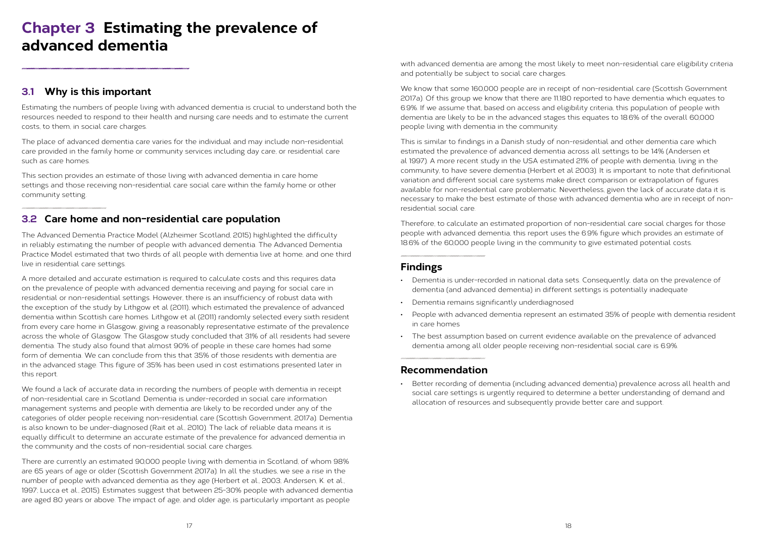# Chapter 3 Estimating the prevalence of advanced dementia

## 3.1 Why is this important

Estimating the numbers of people living with advanced dementia is crucial to understand both the resources needed to respond to their health and nursing care needs and to estimate the current costs, to them, in social care charges.

The place of advanced dementia care varies for the individual and may include non-residential care provided in the family home or community services including day care, or residential care such as care homes.

This section provides an estimate of those living with advanced dementia in care home settings and those receiving non-residential care social care within the family home or other community setting.

## 3.2 Care home and non-residential care population

The Advanced Dementia Practice Model (Alzheimer Scotland, 2015) highlighted the difficulty in reliably estimating the number of people with advanced dementia. The Advanced Dementia Practice Model estimated that two thirds of all people with dementia live at home, and one third live in residential care settings.

A more detailed and accurate estimation is required to calculate costs and this requires data on the prevalence of people with advanced dementia receiving and paying for social care in residential or non-residential settings. However, there is an insufficiency of robust data with the exception of the study by Lithgow et al (2011), which estimated the prevalence of advanced dementia within Scottish care homes. Lithgow et al (2011) randomly selected every sixth resident from every care home in Glasgow, giving a reasonably representative estimate of the prevalence across the whole of Glasgow. The Glasgow study concluded that 31% of all residents had severe dementia. The study also found that almost 90% of people in these care homes had some form of dementia. We can conclude from this that 35% of those residents with dementia are in the advanced stage. This figure of 35% has been used in cost estimations presented later in this report.

We found a lack of accurate data in recording the numbers of people with dementia in receipt of non-residential care in Scotland. Dementia is under-recorded in social care information management systems and people with dementia are likely to be recorded under any of the categories of older people receiving non-residential care (Scottish Government, 2017a). Dementia is also known to be under-diagnosed (Rait et al., 2010). The lack of reliable data means it is equally difficult to determine an accurate estimate of the prevalence for advanced dementia in the community and the costs of non-residential social care charges.

There are currently an estimated 90,000 people living with dementia in Scotland, of whom 98% are 65 years of age or older (Scottish Government 2017a). In all the studies, we see a rise in the number of people with advanced dementia as they age (Herbert et al., 2003; Andersen, K. et al., 1997; Lucca et al., 2015). Estimates suggest that between 25-30% people with advanced dementia are aged 80 years or above. The impact of age, and older age, is particularly important as people with advanced dementia are among the most likely to meet non-residential care eligibility criteria and potentially be subject to social care charges.

We know that some 160,000 people are in receipt of non-residential care (Scottish Government 2017a). Of this group we know that there are 11,180 reported to have dementia which equates to 6.9%. If we assume that, based on access and eligibility criteria, this population of people with dementia are likely to be in the advanced stages this equates to 18.6% of the overall 60,000 people living with dementia in the community.

This is similar to findings in a Danish study of non-residential and other dementia care which estimated the prevalence of advanced dementia across all settings to be 14% (Andersen et al 1997). A more recent study in the USA estimated 21% of people with dementia, living in the community, to have severe dementia (Herbert et al 2003). It is important to note that definitional variation and different social care systems make direct comparison or extrapolation of figures available for non-residential care problematic. Nevertheless, given the lack of accurate data it is necessary to make the best estimate of those with advanced dementia who are in receipt of non-residential social care.

Therefore, to calculate an estimated proportion of non-residential care social charges for those people with advanced dementia, this report uses the 6.9% figure which provides an estimate of 18.6% of the 60,000 people living in the community to give estimated potential costs.

## Findings

- Dementia is under-recorded in national data sets. Consequently, data on the prevalence of dementia (and advanced dementia) in different settings is potentially inadequate
- Dementia remains significantly underdiagnosed
- People with advanced dementia represent an estimated 35% of people with dementia resident in care homes
- The best assumption based on current evidence available on the prevalence of advanced dementia among all older people receiving non-residential social care is 6.9%.

## Recommendation

- Better recording of dementia (including advanced dementia) prevalence across all health and social care settings is urgently required to determine a better understanding of demand and allocation of resources and subsequently provide better care and support.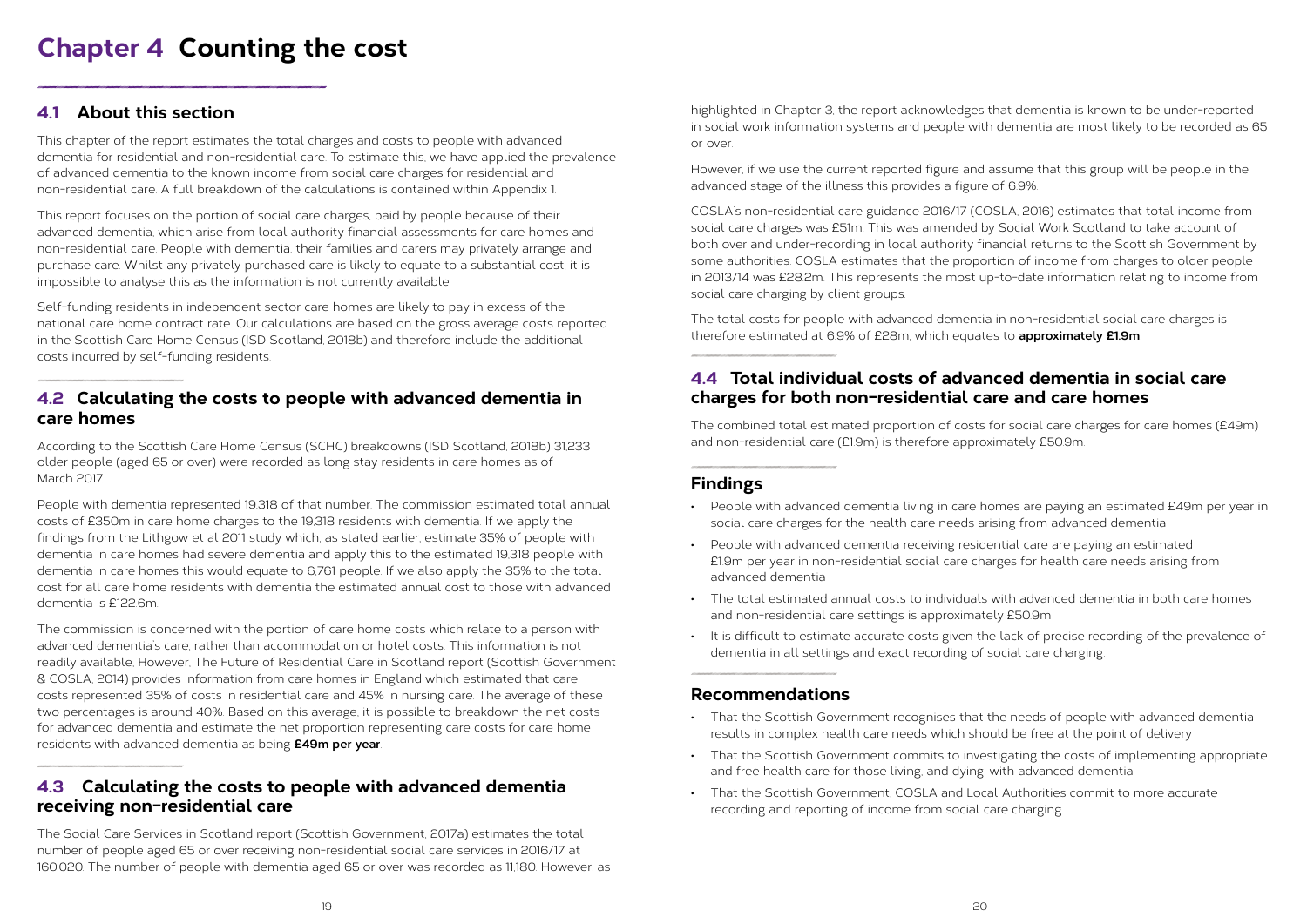# Chapter 4 Counting the cost

## 4.1 About this section

This chapter of the report estimates the total charges and costs to people with advanced dementia for residential and non-residential care. To estimate this, we have applied the prevalence of advanced dementia to the known income from social care charges for residential and non-residential care. A full breakdown of the calculations is contained within Appendix 1.

This report focuses on the portion of social care charges, paid by people because of their advanced dementia, which arise from local authority financial assessments for care homes and non-residential care. People with dementia, their families and carers may privately arrange and purchase care. Whilst any privately purchased care is likely to equate to a substantial cost, it is impossible to analyse this as the information is not currently available.

Self-funding residents in independent sector care homes are likely to pay in excess of the national care home contract rate. Our calculations are based on the gross average costs reported in the Scottish Care Home Census (ISD Scotland, 2018b) and therefore include the additional costs incurred by self-funding residents.

## 4.2 Calculating the costs to people with advanced dementia in care homes

According to the Scottish Care Home Census (SCHC) breakdowns (ISD Scotland, 2018b) 31,233 older people (aged 65 or over) were recorded as long stay residents in care homes as of March 2017.

People with dementia represented 19,318 of that number. The commission estimated total annual costs of £350m in care home charges to the 19,318 residents with dementia. If we apply the findings from the Lithgow et al 2011 study which, as stated earlier, estimate 35% of people with dementia in care homes had severe dementia and apply this to the estimated 19,318 people with dementia in care homes this would equate to 6,761 people. If we also apply the 35% to the total cost for all care home residents with dementia the estimated annual cost to those with advanced dementia is £122.6m.

The commission is concerned with the portion of care home costs which relate to a person with advanced dementia's care, rather than accommodation or hotel costs. This information is not readily available. However, The Future of Residential Care in Scotland report (Scottish Government & COSLA, 2014) provides information from care homes in England which estimated that care costs represented 35% of costs in residential care and 45% in nursing care. The average of these two percentages is around 40%. Based on this average, it is possible to breakdown the net costs for advanced dementia and estimate the net proportion representing care costs for care home residents with advanced dementia as being **£49m per year**.

## 4.3 Calculating the costs to people with advanced dementia receiving non-residential care

The Social Care Services in Scotland report (Scottish Government, 2017a) estimates the total number of people aged 65 or over receiving non-residential social care services in 2016/17 at 160,020. The number of people with dementia aged 65 or over was recorded as 11,180. However, as highlighted in Chapter 3, the report acknowledges that dementia is known to be under-reported in social work information systems and people with dementia are most likely to be recorded as 65 or over.

However, if we use the current reported figure and assume that this group will be people in the advanced stage of the illness this provides a figure of 6.9%.

COSLA's non-residential care guidance 2016/17 (COSLA, 2016) estimates that total income from social care charges was £51m. This was amended by Social Work Scotland to take account of both over and under-recording in local authority financial returns to the Scottish Government by some authorities. COSLA estimates that the proportion of income from charges to older people in 2013/14 was £28.2m. This represents the most up-to-date information relating to income from social care charging by client groups.

The total costs for people with advanced dementia in non-residential social care charges is therefore estimated at 6.9% of £28m, which equates to **approximately £1.9m**.

## 4.4 Total individual costs of advanced dementia in social care charges for both non-residential care and care homes

The combined total estimated proportion of costs for social care charges for care homes (£49m) and non-residential care (£1.9m) is therefore approximately £50.9m.

## Findings

- People with advanced dementia living in care homes are paying an estimated £49m per year in social care charges for the health care needs arising from advanced dementia
- People with advanced dementia receiving residential care are paying an estimated £1.9m per year in non-residential social care charges for health care needs arising from advanced dementia
- The total estimated annual costs to individuals with advanced dementia in both care homes and non-residential care settings is approximately £50.9m
- It is difficult to estimate accurate costs given the lack of precise recording of the prevalence of dementia in all settings and exact recording of social care charging.

## Recommendations

- That the Scottish Government recognises that the needs of people with advanced dementia results in complex health care needs which should be free at the point of delivery
- That the Scottish Government commits to investigating the costs of implementing appropriate and free health care for those living, and dying, with advanced dementia
- That the Scottish Government, COSLA and Local Authorities commit to more accurate recording and reporting of income from social care charging.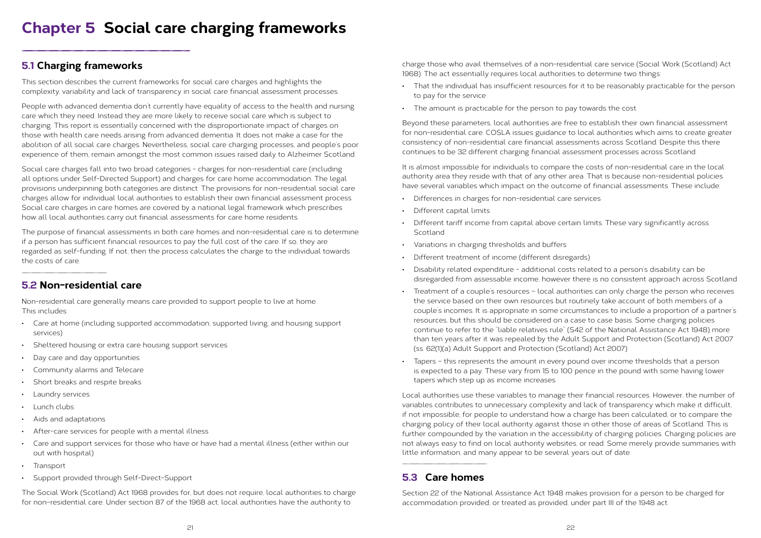# Chapter 5 Social care charging frameworks

## 5.1 Charging frameworks

This section describes the current frameworks for social care charges and highlights the complexity, variability and lack of transparency in social care financial assessment processes.

People with advanced dementia don't currently have equality of access to the health and nursing care which they need. Instead they are more likely to receive social care which is subject to charging. This report is essentially concerned with the disproportionate impact of charges on those with health care needs arising from advanced dementia. It does not make a case for the abolition of all social care charges. Nevertheless, social care charging processes, and people's poor experience of them, remain amongst the most common issues raised daily to Alzheimer Scotland.

Social care charges fall into two broad categories - charges for non-residential care (including all options under Self-Directed Support) and charges for care home accommodation. The legal provisions underpinning both categories are distinct. The provisions for non-residential social care charges allow for individual local authorities to establish their own financial assessment process. Social care charges in care homes are covered by a national legal framework which prescribes how all local authorities carry out financial assessments for care home residents.

The purpose of financial assessments in both care homes and non-residential care is to determine if a person has sufficient financial resources to pay the full cost of the care. If so, they are regarded as self-funding. If not, then the process calculates the charge to the individual towards the costs of care.

## 5.2 Non-residential care

Non-residential care generally means care provided to support people to live at home. This includes:

- Care at home (including supported accommodation, supported living, and housing support services)
- Sheltered housing or extra care housing support services
- Day care and day opportunities
- Community alarms and Telecare
- Short breaks and respite breaks
- Laundry services
- Lunch clubs
- Aids and adaptations
- After-care services for people with a mental illness
- Care and support services for those who have or have had a mental illness (either within our out with hospital)
- Transport
- Support provided through Self-Direct-Support

The Social Work (Scotland) Act 1968 provides for, but does not require, local authorities to charge for non-residential care. Under section 87 of the 1968 act, local authorities have the authority to charge those who avail themselves of a non-residential care service (Social Work (Scotland) Act 1968). The act essentially requires local authorities to determine two things:

- That the individual has insufficient resources for it to be reasonably practicable for the person to pay for the service
- The amount is practicable for the person to pay towards the cost.

Beyond these parameters, local authorities are free to establish their own financial assessment for non-residential care. COSLA issues guidance to local authorities which aims to create greater consistency of non-residential care financial assessments across Scotland. Despite this there continues to be 32 different charging financial assessment processes across Scotland.

It is almost impossible for individuals to compare the costs of non-residential care in the local authority area they reside with that of any other area. That is because non-residential policies have several variables which impact on the outcome of financial assessments. These include:

- Differences in charges for non-residential care services
- Different capital limits
- Different tariff income from capital above certain limits. These vary significantly across Scotland
- Variations in charging thresholds and buffers
- Different treatment of income (different disregards)
- Disability related expenditure - additional costs related to a person's disability can be disregarded from assessable income, however there is no consistent approach across Scotland
- Treatment of a couple's resources – local authorities can only charge the person who receives the service based on their own resources but routinely take account of both members of a couple's incomes. It is appropriate in some circumstances to include a proportion of a partner's resources, but this should be considered on a case to case basis. Some charging policies continue to refer to the "liable relatives rule" (S42 of the National Assistance Act 1948) more than ten years after it was repealed by the Adult Support and Protection (Scotland) Act 2007 (ss. 62(1)(a) Adult Support and Protection (Scotland) Act 2007)
- Tapers – this represents the amount in every pound over income thresholds that a person is expected to a pay. These vary from 15 to 100 pence in the pound with some having lower tapers which step up as income increases.

Local authorities use these variables to manage their financial resources. However, the number of variables contributes to unnecessary complexity and lack of transparency which make it difficult, if not impossible, for people to understand how a charge has been calculated, or to compare the charging policy of their local authority against those in other those of areas of Scotland. This is further compounded by the variation in the accessibility of charging policies. Charging policies are not always easy to find on local authority websites, or read. Some merely provide summaries with little information, and many appear to be several years out of date.

## 5.3 Care homes

Section 22 of the National Assistance Act 1948 makes provision for a person to be charged for accommodation provided, or treated as provided, under part III of the 1948 act.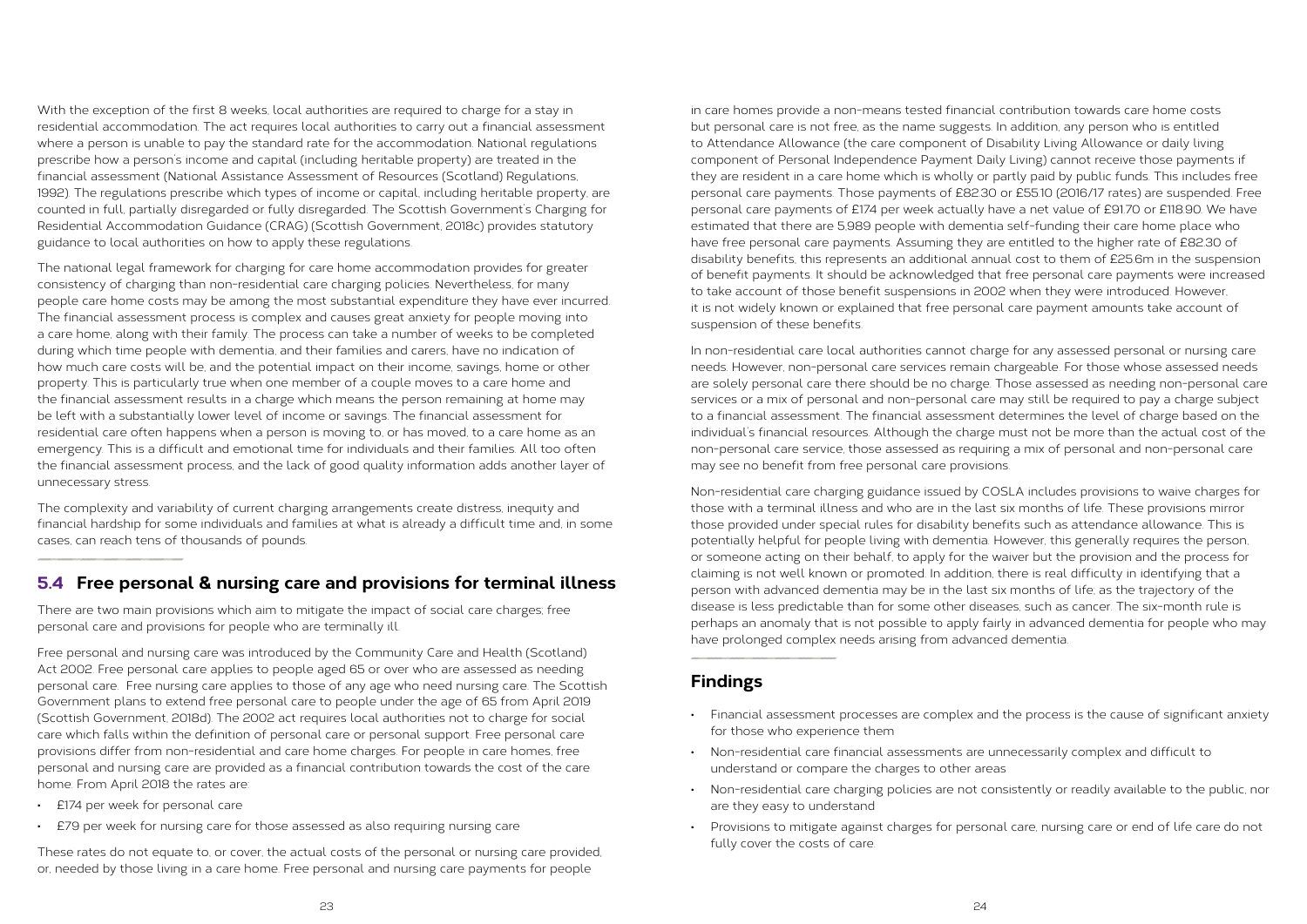With the exception of the first 8 weeks, local authorities are required to charge for a stay in residential accommodation. The act requires local authorities to carry out a financial assessment where a person is unable to pay the standard rate for the accommodation. National regulations prescribe how a person's income and capital (including heritable property) are treated in the financial assessment (National Assistance Assessment of Resources (Scotland) Regulations, 1992). The regulations prescribe which types of income or capital, including heritable property, are counted in full, partially disregarded or fully disregarded. The Scottish Government's Charging for Residential Accommodation Guidance (CRAG) (Scottish Government, 2018c) provides statutory guidance to local authorities on how to apply these regulations.

The national legal framework for charging for care home accommodation provides for greater consistency of charging than non-residential care charging policies. Nevertheless, for many people care home costs may be among the most substantial expenditure they have ever incurred. The financial assessment process is complex and causes great anxiety for people moving into a care home, along with their family. The process can take a number of weeks to be completed during which time people with dementia, and their families and carers, have no indication of how much care costs will be, and the potential impact on their income, savings, home or other property. This is particularly true when one member of a couple moves to a care home and the financial assessment results in a charge which means the person remaining at home may be left with a substantially lower level of income or savings. The financial assessment for residential care often happens when a person is moving to, or has moved, to a care home as an emergency. This is a difficult and emotional time for individuals and their families. All too often the financial assessment process, and the lack of good quality information adds another layer of unnecessary stress.

The complexity and variability of current charging arrangements create distress, inequity and financial hardship for some individuals and families at what is already a difficult time and, in some cases, can reach tens of thousands of pounds.

## 5.4 Free personal & nursing care and provisions for terminal illness

There are two main provisions which aim to mitigate the impact of social care charges; free personal care and provisions for people who are terminally ill.

Free personal and nursing care was introduced by the Community Care and Health (Scotland) Act 2002. Free personal care applies to people aged 65 or over who are assessed as needing personal care. Free nursing care applies to those of any age who need nursing care. The Scottish Government plans to extend free personal care to people under the age of 65 from April 2019 (Scottish Government, 2018d). The 2002 act requires local authorities not to charge for social care which falls within the definition of personal care or personal support. Free personal care provisions differ from non-residential and care home charges. For people in care homes, free personal and nursing care are provided as a financial contribution towards the cost of the care home. From April 2018 the rates are:

- £174 per week for personal care
- £79 per week for nursing care for those assessed as also requiring nursing care

These rates do not equate to, or cover, the actual costs of the personal or nursing care provided, or, needed by those living in a care home. Free personal and nursing care payments for people in care homes provide a non-means tested financial contribution towards care home costs but personal care is not free, as the name suggests. In addition, any person who is entitled to Attendance Allowance (the care component of Disability Living Allowance or daily living component of Personal Independence Payment Daily Living) cannot receive those payments if they are resident in a care home which is wholly or partly paid by public funds. This includes free personal care payments. Those payments of £82.30 or £55.10 (2016/17 rates) are suspended. Free personal care payments of £174 per week actually have a net value of £91.70 or £118.90. We have estimated that there are 5,989 people with dementia self-funding their care home place who have free personal care payments. Assuming they are entitled to the higher rate of £82.30 of disability benefits, this represents an additional annual cost to them of £25.6m in the suspension of benefit payments. It should be acknowledged that free personal care payments were increased to take account of those benefit suspensions in 2002 when they were introduced. However, it is not widely known or explained that free personal care payment amounts take account of suspension of these benefits.

In non-residential care local authorities cannot charge for any assessed personal or nursing care needs. However, non-personal care services remain chargeable. For those whose assessed needs are solely personal care there should be no charge. Those assessed as needing non-personal care services or a mix of personal and non-personal care may still be required to pay a charge subject to a financial assessment. The financial assessment determines the level of charge based on the individual's financial resources. Although the charge must not be more than the actual cost of the non-personal care service, those assessed as requiring a mix of personal and non-personal care may see no benefit from free personal care provisions.

Non-residential care charging guidance issued by COSLA includes provisions to waive charges for those with a terminal illness and who are in the last six months of life. These provisions mirror those provided under special rules for disability benefits such as attendance allowance. This is potentially helpful for people living with dementia. However, this generally requires the person, or someone acting on their behalf, to apply for the waiver but the provision and the process for claiming is not well known or promoted. In addition, there is real difficulty in identifying that a person with advanced dementia may be in the last six months of life; as the trajectory of the disease is less predictable than for some other diseases, such as cancer. The six-month rule is perhaps an anomaly that is not possible to apply fairly in advanced dementia for people who may have prolonged complex needs arising from advanced dementia.

## Findings

- Financial assessment processes are complex and the process is the cause of significant anxiety for those who experience them
- Non-residential care financial assessments are unnecessarily complex and difficult to understand or compare the charges to other areas
- Non-residential care charging policies are not consistently or readily available to the public, nor are they easy to understand
- Provisions to mitigate against charges for personal care, nursing care or end of life care do not fully cover the costs of care.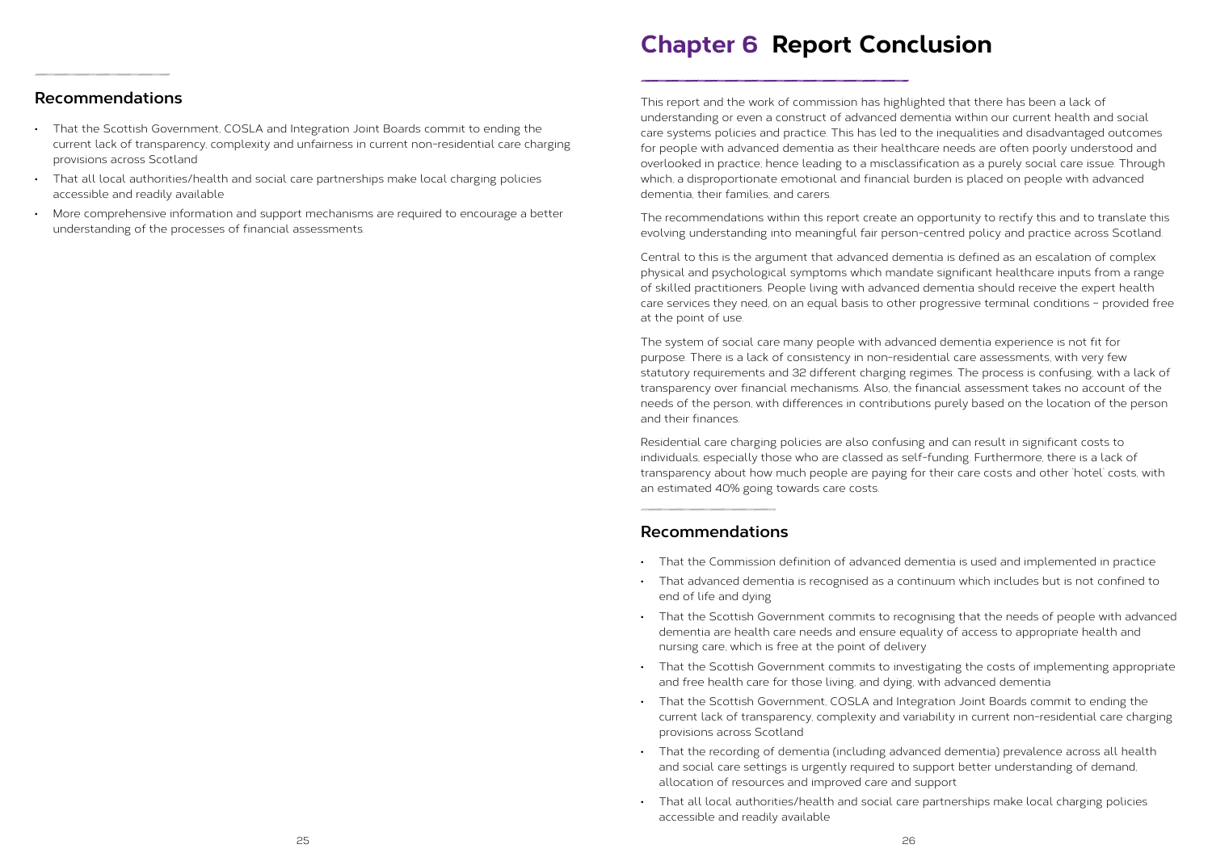## Recommendations

- That the Scottish Government, COSLA and Integration Joint Boards commit to ending the current lack of transparency, complexity and unfairness in current non-residential care charging provisions across Scotland
- That all local authorities/health and social care partnerships make local charging policies accessible and readily available
- More comprehensive information and support mechanisms are required to encourage a better understanding of the processes of financial assessments.

# Chapter 6 Report Conclusion

This report and the work of commission has highlighted that there has been a lack of understanding or even a construct of advanced dementia within our current health and social care systems policies and practice. This has led to the inequalities and disadvantaged outcomes for people with advanced dementia as their healthcare needs are often poorly understood and overlooked in practice; hence leading to a misclassification as a purely social care issue. Through which, a disproportionate emotional and financial burden is placed on people with advanced dementia, their families, and carers.

The recommendations within this report create an opportunity to rectify this and to translate this evolving understanding into meaningful fair person-centred policy and practice across Scotland.

Central to this is the argument that advanced dementia is defined as an escalation of complex physical and psychological symptoms which mandate significant healthcare inputs from a range of skilled practitioners. People living with advanced dementia should receive the expert health care services they need, on an equal basis to other progressive terminal conditions – provided free at the point of use.

The system of social care many people with advanced dementia experience is not fit for purpose. There is a lack of consistency in non-residential care assessments, with very few statutory requirements and 32 different charging regimes. The process is confusing, with a lack of transparency over financial mechanisms. Also, the financial assessment takes no account of the needs of the person, with differences in contributions purely based on the location of the person and their finances.

Residential care charging policies are also confusing and can result in significant costs to individuals, especially those who are classed as self-funding. Furthermore, there is a lack of transparency about how much people are paying for their care costs and other 'hotel' costs, with an estimated 40% going towards care costs.

## Recommendations

- That the Commission definition of advanced dementia is used and implemented in practice
- That advanced dementia is recognised as a continuum which includes but is not confined to end of life and dying
- That the Scottish Government commits to recognising that the needs of people with advanced dementia are health care needs and ensure equality of access to appropriate health and nursing care, which is free at the point of delivery
- That the Scottish Government commits to investigating the costs of implementing appropriate and free health care for those living, and dying, with advanced dementia
- That the Scottish Government, COSLA and Integration Joint Boards commit to ending the current lack of transparency, complexity and variability in current non-residential care charging provisions across Scotland
- That the recording of dementia (including advanced dementia) prevalence across all health and social care settings is urgently required to support better understanding of demand, allocation of resources and improved care and support
- That all local authorities/health and social care partnerships make local charging policies accessible and readily available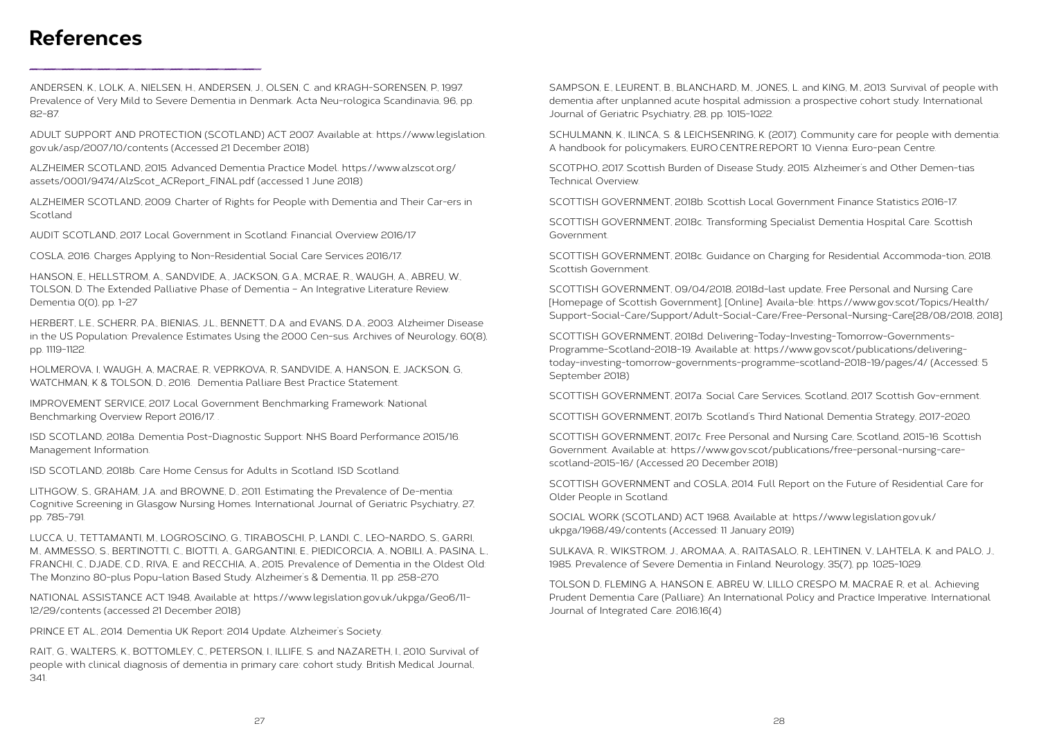# References

ANDERSEN, K., LOLK, A., NIELSEN, H., ANDERSEN, J., OLSEN, C. and KRAGH-SORENSEN, P., 1997. Prevalence of Very Mild to Severe Dementia in Denmark. Acta Neu-rologica Scandinavia. 96, pp. 82-87.

ADULT SUPPORT AND PROTECTION (SCOTLAND) ACT 2007. Available at: https://www.legislation.gov.uk/asp/2007/10/contents (Accessed 21 December 2018)

ALZHEIMER SCOTLAND, 2015. Advanced Dementia Practice Model. https://www.alzscot.org/assets/0001/9474/AlzScot_ACReport_FINAL.pdf (accessed 1 June 2018)

ALZHEIMER SCOTLAND, 2009. Charter of Rights for People with Dementia and Their Car-ers in Scotland

AUDIT SCOTLAND, 2017. Local Government in Scotland: Financial Overview 2016/17

COSLA, 2016. Charges Applying to Non-Residential Social Care Services 2016/17.

HANSON, E., HELLSTROM, A., SANDVIDE, A., JACKSON, G.A., MCRAE, R., WAUGH, A., ABREU, W., TOLSON, D. The Extended Palliative Phase of Dementia – An Integrative Literature Review. Dementia 0(0), pp. 1-27

HERBERT, L.E., SCHERR, P.A., BIENIAS, J.L., BENNETT, D.A. and EVANS, D.A., 2003. Alzheimer Disease in the US Population: Prevalence Estimates Using the 2000 Cen-sus. Archives of Neurology, 60(8), pp. 1119-1122.

HOLMEROVA, I, WAUGH, A, MACRAE, R, VEPRKOVA, R, SANDVIDE, A, HANSON, E, JACKSON, G, WATCHMAN, K & TOLSON, D., 2016. Dementia Palliare Best Practice Statement.

IMPROVEMENT SERVICE, 2017. Local Government Benchmarking Framework: National Benchmarking Overview Report 2016/17. .

ISD SCOTLAND, 2018a. Dementia Post-Diagnostic Support: NHS Board Performance 2015/16. Management Information.

ISD SCOTLAND, 2018b. Care Home Census for Adults in Scotland. ISD Scotland.

LITHGOW, S., GRAHAM, J.A. and BROWNE, D., 2011. Estimating the Prevalence of De-mentia: Cognitive Screening in Glasgow Nursing Homes. International Journal of Geriatric Psychiatry, 27, pp. 785-791.

LUCCA, U., TETTAMANTI, M., LOGROSCINO, G., TIRABOSCHI, P., LANDI, C., LEO-NARDO, S., GARRI, M., AMMESSO, S., BERTINOTTI, C., BIOTTI, A., GARGANTINI, E., PIEDICORCIA, A., NOBILI, A., PASINA, L., FRANCHI, C., DJADE, C.D., RIVA, E. and RECCHIA, A., 2015. Prevalence of Dementia in the Oldest Old: The Monzino 80-plus Popu-lation Based Study. Alzheimer's & Dementia, 11, pp. 258-270.

NATIONAL ASSISTANCE ACT 1948, Available at: https://www.legislation.gov.uk/ukpga/Geo6/11-12/29/contents (accessed 21 December 2018)

PRINCE ET AL., 2014. Dementia UK Report: 2014 Update. Alzheimer's Society.

RAIT, G., WALTERS, K., BOTTOMLEY, C., PETERSON, I., ILLIFE, S. and NAZARETH, I., 2010. Survival of people with clinical diagnosis of dementia in primary care: cohort study. British Medical Journal, 341.

SAMPSON, E., LEURENT, B., BLANCHARD, M., JONES, L. and KING, M., 2013. Survival of people with dementia after unplanned acute hospital admission: a prospective cohort study. International Journal of Geriatric Psychiatry, 28, pp. 1015-1022.

SCHULMANN, K., ILINCA, S. & LEICHSENRING, K. (2017). Community care for people with dementia: A handbook for policymakers, EURO.CENTRE.REPORT 10. Vienna: Euro-pean Centre.

SCOTPHO, 2017. Scottish Burden of Disease Study, 2015: Alzheimer's and Other Demen-tias Technical Overview.

SCOTTISH GOVERNMENT, 2018b. Scottish Local Government Finance Statistics 2016-17.

SCOTTISH GOVERNMENT, 2018c. Transforming Specialist Dementia Hospital Care. Scottish Government.

SCOTTISH GOVERNMENT, 2018c. Guidance on Charging for Residential Accommoda-tion, 2018. Scottish Government.

SCOTTISH GOVERNMENT, 09/04/2018, 2018d-last update, Free Personal and Nursing Care [Homepage of Scottish Government], [Online]. Availa-ble: https://www.gov.scot/Topics/Health/Support-Social-Care/Support/Adult-Social-Care/Free-Personal-Nursing-Care[28/08/2018, 2018].

SCOTTISH GOVERNMENT, 2018d. Delivering-Today-Investing-Tomorrow-Governments-Programme-Scotland-2018-19. Available at: https://www.gov.scot/publications/delivering-today-investing-tomorrow-governments-programme-scotland-2018-19/pages/4/ (Accessed: 5 September 2018)

SCOTTISH GOVERNMENT, 2017a. Social Care Services, Scotland, 2017. Scottish Gov-ernment.

SCOTTISH GOVERNMENT, 2017b. Scotland's Third National Dementia Strategy, 2017-2020.

SCOTTISH GOVERNMENT, 2017c. Free Personal and Nursing Care, Scotland, 2015-16. Scottish Government. Available at: https://www.gov.scot/publications/free-personal-nursing-care-scotland-2015-16/ (Accessed 20 December 2018)

SCOTTISH GOVERNMENT and COSLA, 2014. Full Report on the Future of Residential Care for Older People in Scotland.

SOCIAL WORK (SCOTLAND) ACT 1968, Available at: https://www.legislation.gov.uk/ukpga/1968/49/contents (Accessed: 11 January 2019)

SULKAVA, R., WIKSTROM, J., AROMAA, A., RAITASALO, R., LEHTINEN, V., LAHTELA, K. and PALO, J., 1985. Prevalence of Severe Dementia in Finland. Neurology, 35(7), pp. 1025-1029.

TOLSON D, FLEMING A, HANSON E, ABREU W, LILLO CRESPO M, MACRAE R, et al.. Achieving Prudent Dementia Care (Palliare): An International Policy and Practice Imperative. International Journal of Integrated Care. 2016;16(4)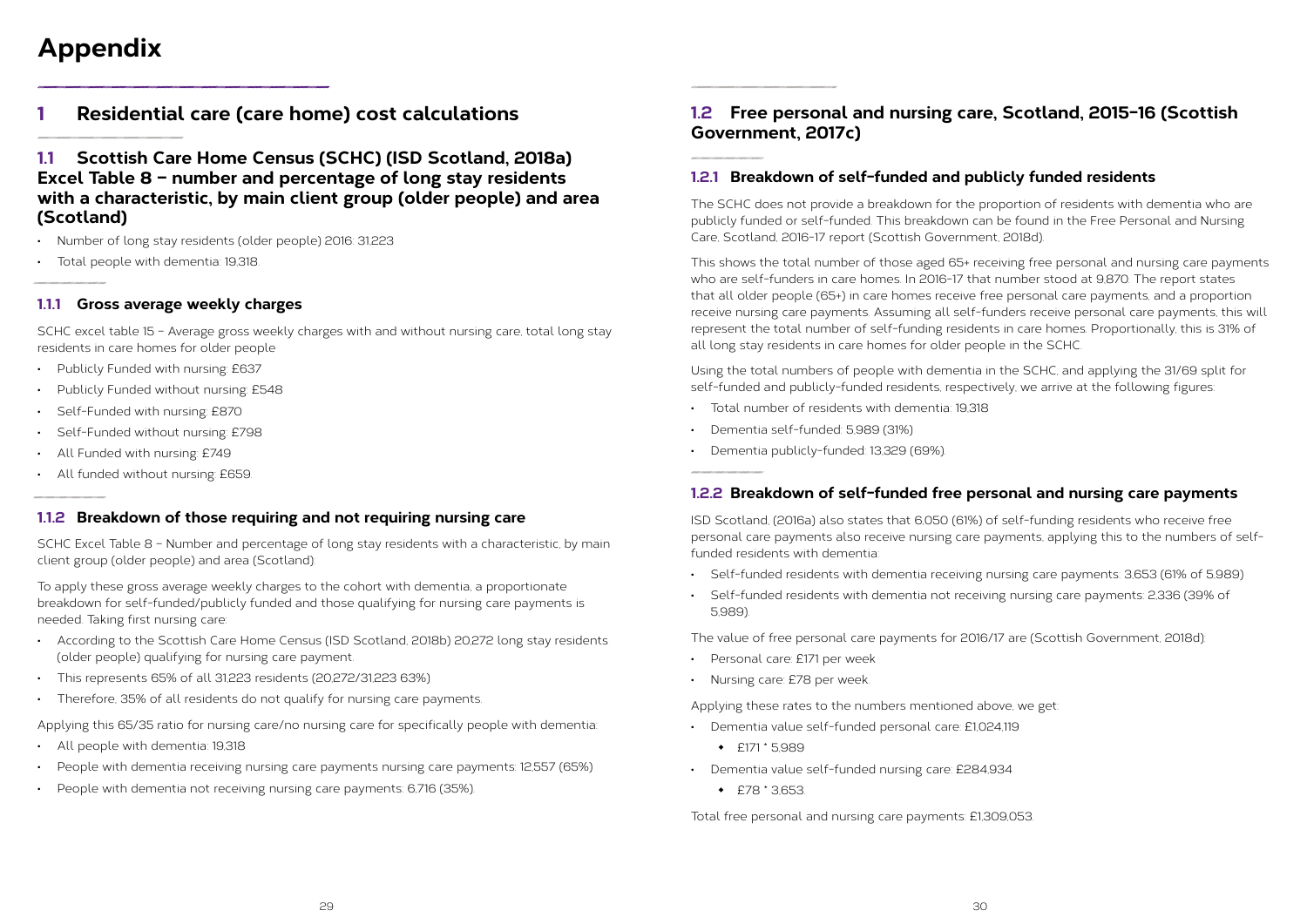# Appendix

## 1 Residential care (care home) cost calculations

### 1.1 Scottish Care Home Census (SCHC) (ISD Scotland, 2018a) Excel Table 8 – number and percentage of long stay residents with a characteristic, by main client group (older people) and area (Scotland)

- Number of long stay residents (older people) 2016: 31,223
- Total people with dementia: 19,318.

#### 1.1.1 Gross average weekly charges

SCHC excel table 15 – Average gross weekly charges with and without nursing care, total long stay residents in care homes for older people

- Publicly Funded with nursing: £637
- Publicly Funded without nursing: £548
- Self-Funded with nursing: £870
- Self-Funded without nursing: £798
- All Funded with nursing: £749
- All funded without nursing: £659.

#### 1.1.2 Breakdown of those requiring and not requiring nursing care

SCHC Excel Table 8 – Number and percentage of long stay residents with a characteristic, by main client group (older people) and area (Scotland):

To apply these gross average weekly charges to the cohort with dementia, a proportionate breakdown for self-funded/publicly funded and those qualifying for nursing care payments is needed. Taking first nursing care:

- According to the Scottish Care Home Census (ISD Scotland, 2018b) 20,272 long stay residents (older people) qualifying for nursing care payment.
- This represents 65% of all 31,223 residents (20,272/31,223 63%)
- Therefore, 35% of all residents do not qualify for nursing care payments.

Applying this 65/35 ratio for nursing care/no nursing care for specifically people with dementia:

- All people with dementia: 19,318
- People with dementia receiving nursing care payments nursing care payments: 12,557 (65%)
- People with dementia not receiving nursing care payments: 6,716 (35%).

### 1.2 Free personal and nursing care, Scotland, 2015-16 (Scottish Government, 2017c)

#### 1.2.1 Breakdown of self-funded and publicly funded residents

The SCHC does not provide a breakdown for the proportion of residents with dementia who are publicly funded or self-funded. This breakdown can be found in the Free Personal and Nursing Care, Scotland, 2016-17 report (Scottish Government, 2018d).

This shows the total number of those aged 65+ receiving free personal and nursing care payments who are self-funders in care homes. In 2016-17 that number stood at 9,870. The report states that all older people (65+) in care homes receive free personal care payments, and a proportion receive nursing care payments. Assuming all self-funders receive personal care payments, this will represent the total number of self-funding residents in care homes. Proportionally, this is 31% of all long stay residents in care homes for older people in the SCHC.

Using the total numbers of people with dementia in the SCHC, and applying the 31/69 split for self-funded and publicly-funded residents, respectively, we arrive at the following figures:

- Total number of residents with dementia: 19,318
- Dementia self-funded: 5,989 (31%)
- Dementia publicly-funded: 13,329 (69%).

#### 1.2.2 Breakdown of self-funded free personal and nursing care payments

ISD Scotland, (2016a) also states that 6,050 (61%) of self-funding residents who receive free personal care payments also receive nursing care payments, applying this to the numbers of self-funded residents with dementia:

- Self-funded residents with dementia receiving nursing care payments: 3,653 (61% of 5,989)
- Self-funded residents with dementia not receiving nursing care payments: 2,336 (39% of 5,989).

The value of free personal care payments for 2016/17 are (Scottish Government, 2018d):

- Personal care: £171 per week
- Nursing care: £78 per week.

Applying these rates to the numbers mentioned above, we get:

- Dementia value self-funded personal care: £1,024,119
  - £171 * 5,989
- Dementia value self-funded nursing care: £284,934
  - £78 * 3,653.

Total free personal and nursing care payments: £1,309,053.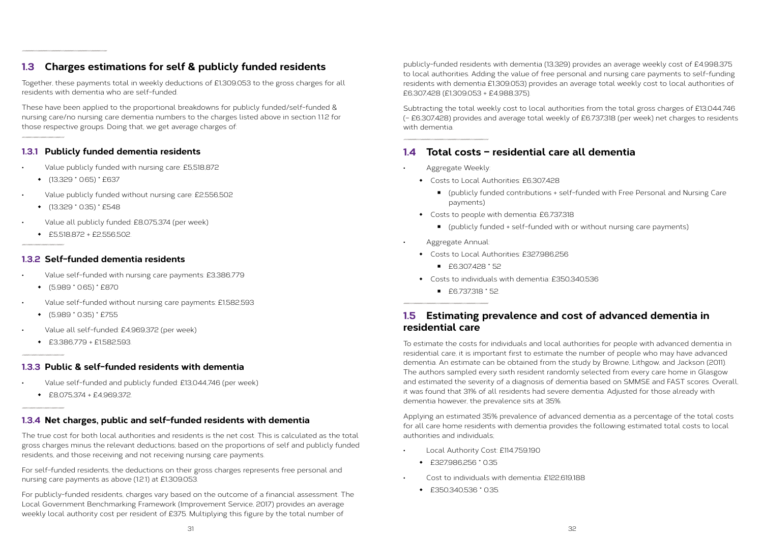## 1.3 Charges estimations for self & publicly funded residents

Together, these payments total in weekly deductions of £1,309,053 to the gross charges for all residents with dementia who are self-funded.

These have been applied to the proportional breakdowns for publicly funded/self-funded & nursing care/no nursing care dementia numbers to the charges listed above in section 1.1.2 for those respective groups. Doing that, we get average charges of:

### 1.3.1 Publicly funded dementia residents

- Value publicly funded with nursing care: £5,518,872
  - (13,329 * 0.65) * £637
- Value publicly funded without nursing care: £2,556,502
  - (13,329 * 0.35) * £548
- Value all publicly funded: £8,075,374 (per week)
  - £5,518,872 + £2,556,502.

### 1.3.2 Self-funded dementia residents

- Value self-funded with nursing care payments: £3,386,779
  - (5,989 * 0.65) * £870
- Value self-funded without nursing care payments: £1,582,593
  - (5,989 * 0.35) * £755
- Value all self-funded: £4,969,372 (per week)
  - £3,386,779 + £1,582,593.

### 1.3.3 Public & self-funded residents with dementia

- Value self-funded and publicly funded: £13,044,746 (per week)
  - £8,075,374 + £4,969,372.

### 1.3.4 Net charges, public and self-funded residents with dementia

The true cost for both local authorities and residents is the net cost. This is calculated as the total gross charges minus the relevant deductions; based on the proportions of self and publicly funded residents, and those receiving and not receiving nursing care payments.

For self-funded residents, the deductions on their gross charges represents free personal and nursing care payments as above (1.2.1) at £1,309,053.

For publicly-funded residents, charges vary based on the outcome of a financial assessment. The Local Government Benchmarking Framework (Improvement Service, 2017) provides an average weekly local authority cost per resident of £375. Multiplying this figure by the total number of publicly-funded residents with dementia (13,329) provides an average weekly cost of £4,998,375 to local authorities. Adding the value of free personal and nursing care payments to self-funding residents with dementia £1,309,053) provides an average total weekly cost to local authorities of £6,307,428 (£1,309,053 + £4,988,375).

Subtracting the total weekly cost to local authorities from the total gross charges of £13,044,746 (– £6,307,428) provides and average total weekly of £6,737,318 (per week) net charges to residents with dementia.

## 1.4 Total costs – residential care all dementia

- Aggregate Weekly:
  - Costs to Local Authorities: £6,307,428
    - (publicly funded contributions + self-funded with Free Personal and Nursing Care payments)
  - Costs to people with dementia: £6,737,318
    - (publicly funded + self-funded with or without nursing care payments)
- Aggregate Annual:
  - Costs to Local Authorities: £327,986,256
    - £6,307,428 * 52
  - Costs to individuals with dementia: £350,340,536
    - £6,737,318 * 52.

## 1.5 Estimating prevalence and cost of advanced dementia in residential care

To estimate the costs for individuals and local authorities for people with advanced dementia in residential care, it is important first to estimate the number of people who may have advanced dementia. An estimate can be obtained from the study by Browne, Lithgow, and Jackson (2011). The authors sampled every sixth resident randomly selected from every care home in Glasgow and estimated the severity of a diagnosis of dementia based on SMMSE and FAST scores. Overall, it was found that 31% of all residents had severe dementia. Adjusted for those already with dementia however, the prevalence sits at 35%.

Applying an estimated 35% prevalence of advanced dementia as a percentage of the total costs for all care home residents with dementia provides the following estimated total costs to local authorities and individuals;

- Local Authority Cost: £114,759,190
  - £327,986,256 * 0.35
- Cost to individuals with dementia: £122,619,188
  - £350,340,536 * 0.35.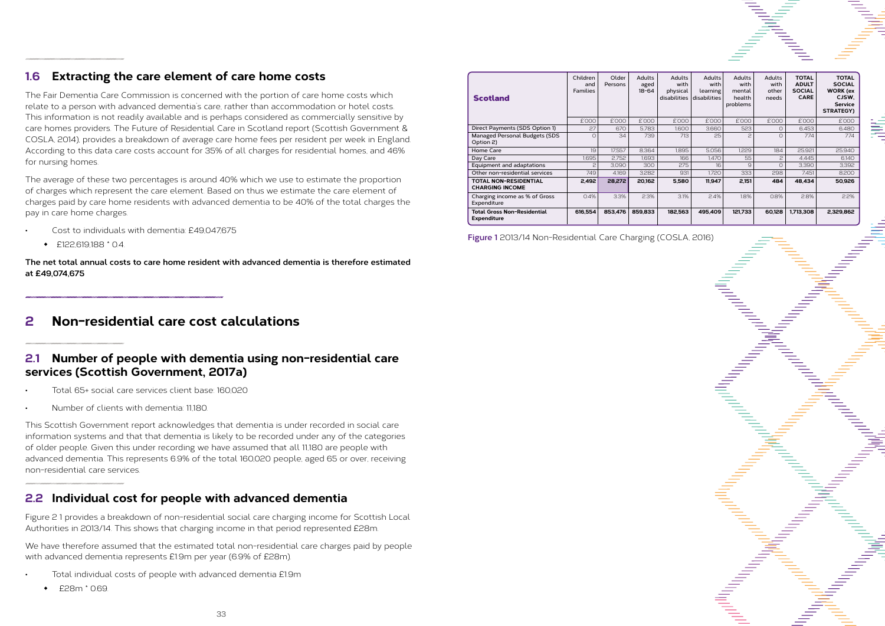## 1.6 Extracting the care element of care home costs

The Fair Dementia Care Commission is concerned with the portion of care home costs which relate to a person with advanced dementia's care, rather than accommodation or hotel costs. This information is not readily available and is perhaps considered as commercially sensitive by care homes providers. The Future of Residential Care in Scotland report (Scottish Government & COSLA, 2014), provides a breakdown of average care home fees per resident per week in England. According to this data care costs account for 35% of all charges for residential homes, and 46% for nursing homes.

The average of these two percentages is around 40% which we use to estimate the proportion of charges which represent the care element. Based on thus we estimate the care element of charges paid by care home residents with advanced dementia to be 40% of the total charges the pay in care home charges.

- Cost to individuals with dementia: £49,047,675
  - £122,619,188 * 0.4.

**The net total annual costs to care home resident with advanced dementia is therefore estimated at £49,074,675**

# 2 Non-residential care cost calculations

## 2.1 Number of people with dementia using non-residential care services (Scottish Government, 2017a)

- Total 65+ social care services client base: 160,020
- Number of clients with dementia: 11,180.

This Scottish Government report acknowledges that dementia is under recorded in social care information systems and that that dementia is likely to be recorded under any of the categories of older people. Given this under recording we have assumed that all 11,180 are people with advanced dementia. This represents 6.9% of the total 160,020 people, aged 65 or over, receiving non-residential care services.

## 2.2 Individual cost for people with advanced dementia

Figure 2.1 provides a breakdown of non-residential social care charging income for Scottish Local Authorities in 2013/14. This shows that charging income in that period represented £28m.

We have therefore assumed that the estimated total non-residential care charges paid by people with advanced dementia represents £1.9m per year (6.9% of £28m).

- Total individual costs of people with advanced dementia £1.9m
  - £28m * 0.69.

| **Scotland** | Children and Families | Older Persons | Adults aged 18-64 | Adults with physical disabilities | Adults with learning disabilities | Adults with mental health problems | Adults with other needs | **TOTAL ADULT SOCIAL CARE** | **TOTAL SOCIAL WORK (ex CJSW, Service STRATEGY)** |
|---|---|---|---|---|---|---|---|---|---|
| | £'000 | £'000 | £'000 | £'000 | £'000 | £'000 | £'000 | £'000 | £'000 |
| Direct Payments (SDS Option 1) | 27 | 670 | 5,783 | 1,600 | 3,660 | 523 | 0 | 6,453 | 6,480 |
| Managed Personal Budgets (SDS Option 2) | 0 | 34 | 739 | 713 | 25 | 2 | 0 | 774 | 774 |
| Home Care | 19 | 17,557 | 8,364 | 1,895 | 5,056 | 1,229 | 184 | 25,921 | 25,940 |
| Day Care | 1,695 | 2,752 | 1,693 | 166 | 1,470 | 55 | 2 | 4,445 | 6,140 |
| Equipment and adaptations | 2 | 3,090 | 300 | 275 | 16 | 9 | 0 | 3,390 | 3,392 |
| Other non-residential services | 749 | 4,169 | 3,282 | 931 | 1,720 | 333 | 298 | 7,451 | 8,200 |
| **TOTAL NON-RESIDENTIAL CHARGING INCOME** | **2,492** | **28,272** | **20,162** | **5,580** | **11,947** | **2,151** | **484** | **48,434** | **50,926** |
| Charging income as % of Gross Expenditure | 0.4% | 3.3% | 2.3% | 3.1% | 2.4% | 1.8% | 0.8% | 2.8% | 2.2% |
| **Total Gross Non-Residential Expenditure** | **616,554** | **853,476** | **859,833** | **182,563** | **495,409** | **121,733** | **60,128** | **1,713,308** | **2,329,862** |

**Figure 1** 2013/14 Non-Residential Care Charging (COSLA, 2016)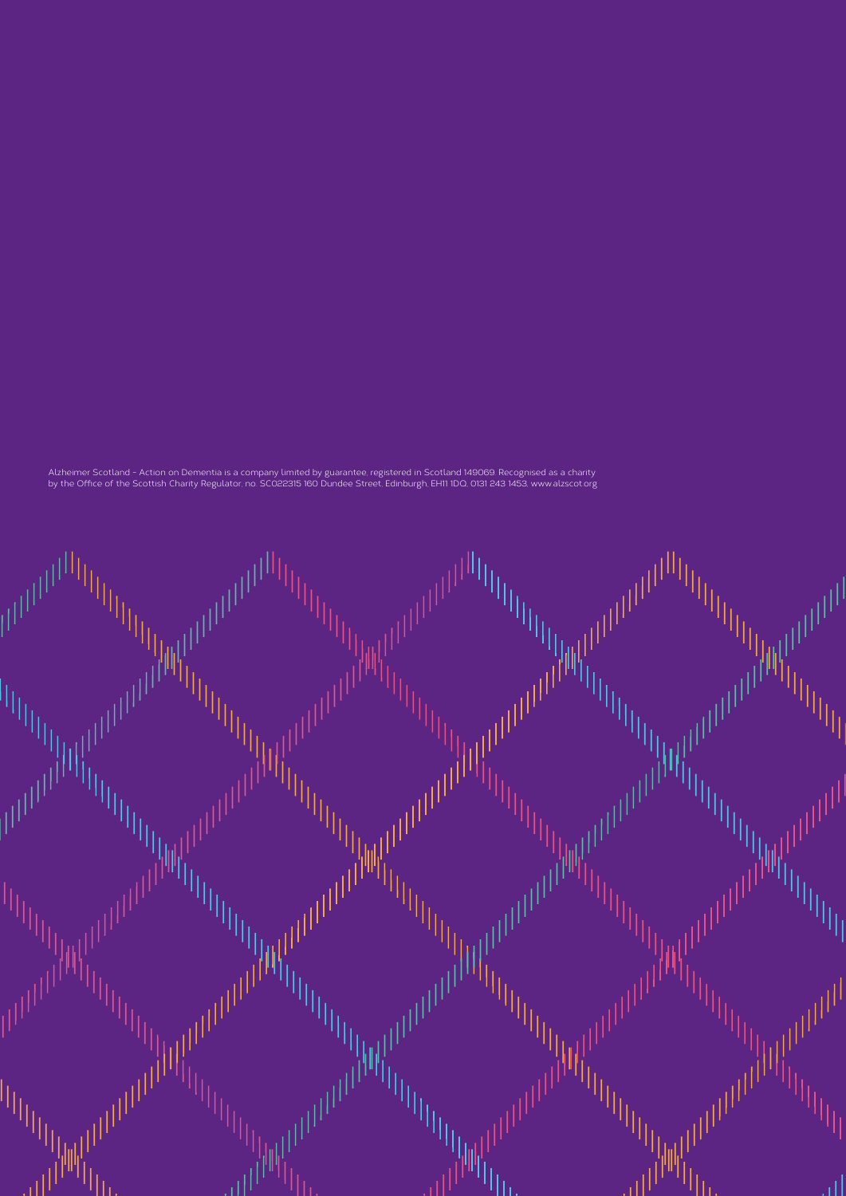Alzheimer Scotland – Action on Dementia is a company limited by guarantee, registered in Scotland 149069. Recognised as a charity by the Office of the Scottish Charity Regulator, no. SC022315 160 Dundee Street, Edinburgh, EH11 1DQ. 0131 243 1453, www.alzscot.org